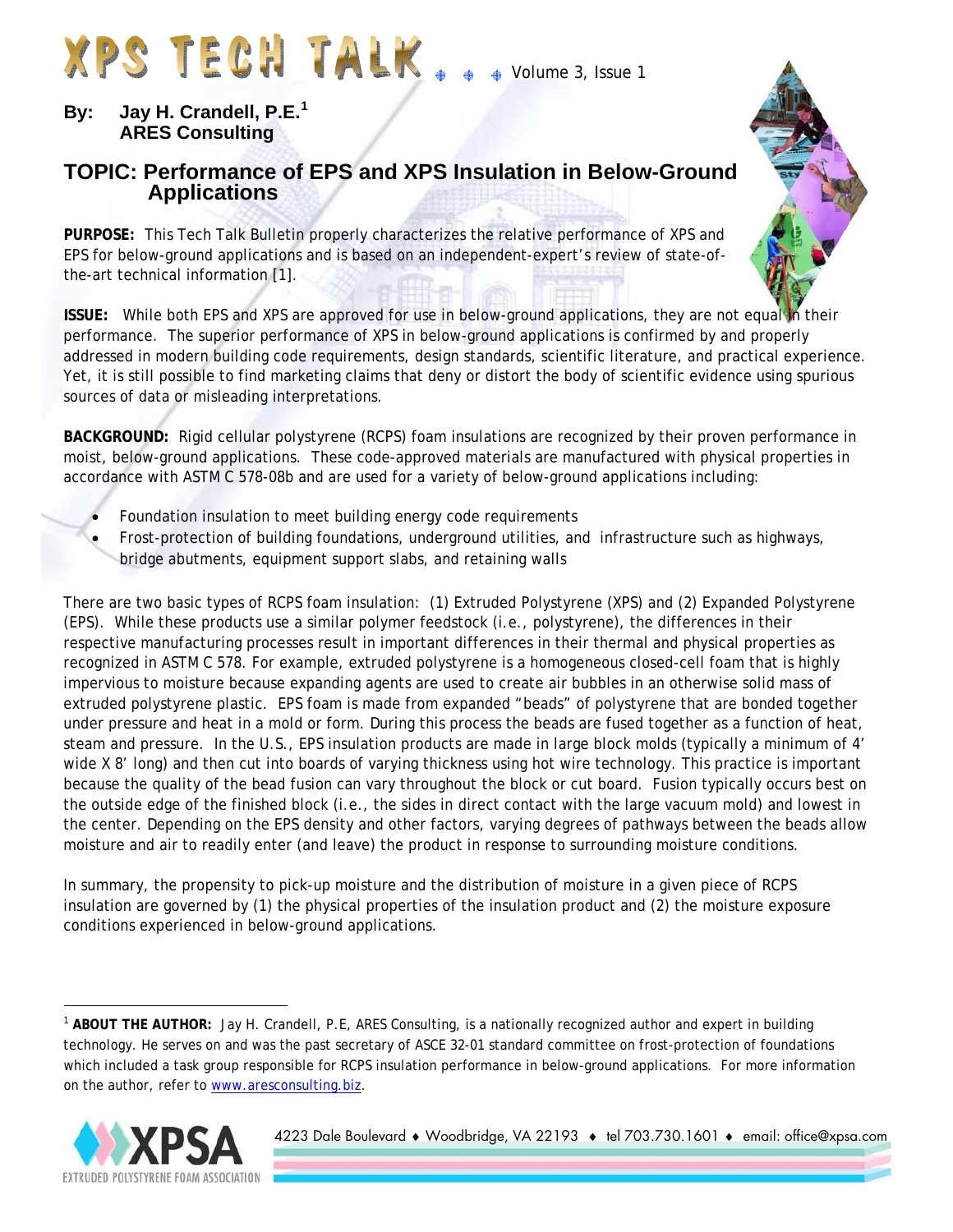# XPS TECH TALK

Volume 3, Issue 1

**By: Jay H. Crandell, P.E.[1]**
**ARES Consulting**

## TOPIC: Performance of EPS and XPS Insulation in Below-Ground Applications

**PURPOSE:** This Tech Talk Bulletin properly characterizes the relative performance of XPS and EPS for below-ground applications and is based on an independent-expert's review of state-of-the-art technical information [1].

**ISSUE:** While both EPS and XPS are approved for use in below-ground applications, they are not equal in their performance. The superior performance of XPS in below-ground applications is confirmed by and properly addressed in modern building code requirements, design standards, scientific literature, and practical experience. Yet, it is still possible to find marketing claims that deny or distort the body of scientific evidence using spurious sources of data or misleading interpretations.

**BACKGROUND:** Rigid cellular polystyrene (RCPS) foam insulations are recognized by their proven performance in moist, below-ground applications. These code-approved materials are manufactured with physical properties in accordance with ASTM C 578-08b and are used for a variety of below-ground applications including:

- Foundation insulation to meet building energy code requirements
- Frost-protection of building foundations, underground utilities, and infrastructure such as highways, bridge abutments, equipment support slabs, and retaining walls

There are two basic types of RCPS foam insulation: (1) Extruded Polystyrene (XPS) and (2) Expanded Polystyrene (EPS). While these products use a similar polymer feedstock (i.e., polystyrene), the differences in their respective manufacturing processes result in important differences in their thermal and physical properties as recognized in ASTM C 578. For example, extruded polystyrene is a homogeneous closed-cell foam that is highly impervious to moisture because expanding agents are used to create air bubbles in an otherwise solid mass of extruded polystyrene plastic. EPS foam is made from expanded "beads" of polystyrene that are bonded together under pressure and heat in a mold or form. During this process the beads are fused together as a function of heat, steam and pressure. In the U.S., EPS insulation products are made in large block molds (typically a minimum of 4' wide X 8' long) and then cut into boards of varying thickness using hot wire technology. This practice is important because the quality of the bead fusion can vary throughout the block or cut board. Fusion typically occurs best on the outside edge of the finished block (i.e., the sides in direct contact with the large vacuum mold) and lowest in the center. Depending on the EPS density and other factors, varying degrees of pathways between the beads allow moisture and air to readily enter (and leave) the product in response to surrounding moisture conditions.

In summary, the propensity to pick-up moisture and the distribution of moisture in a given piece of RCPS insulation are governed by (1) the physical properties of the insulation product and (2) the moisture exposure conditions experienced in below-ground applications.

---

[1] **ABOUT THE AUTHOR:** Jay H. Crandell, P.E, ARES Consulting, is a nationally recognized author and expert in building technology. He serves on and was the past secretary of ASCE 32-01 standard committee on frost-protection of foundations which included a task group responsible for RCPS insulation performance in below-ground applications. For more information on the author, refer to www.aresconsulting.biz.

XPSA — EXTRUDED POLYSTYRENE FOAM ASSOCIATION
4223 Dale Boulevard ♦ Woodbridge, VA 22193 ♦ tel 703.730.1601 ♦ email: office@xpsa.com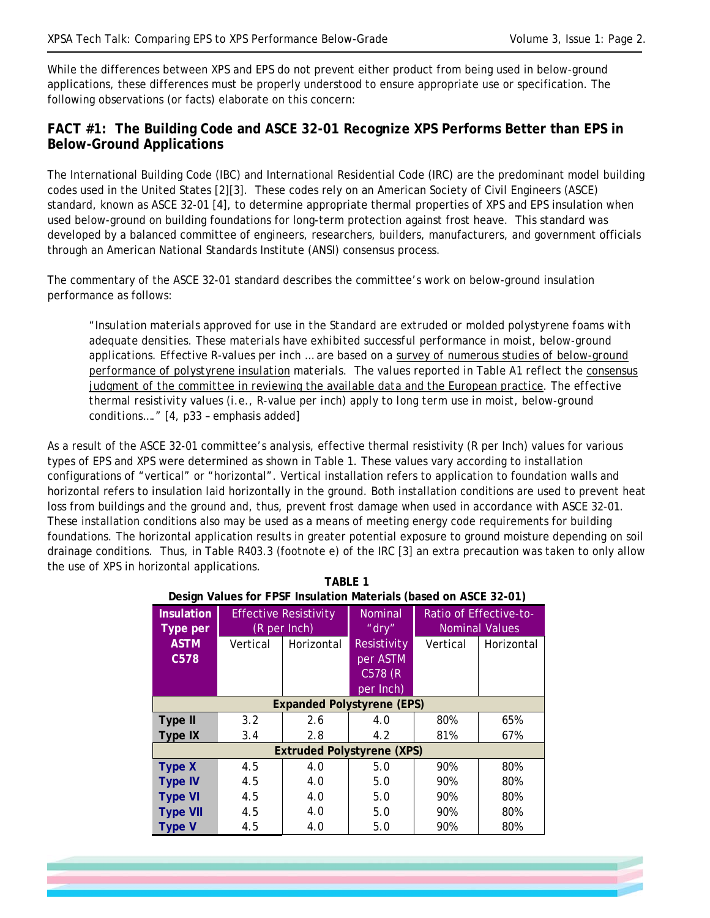While the differences between XPS and EPS do not prevent either product from being used in below-ground applications, these differences must be properly understood to ensure appropriate use or specification. The following observations (or facts) elaborate on this concern:

## FACT #1: The Building Code and ASCE 32-01 Recognize XPS Performs Better than EPS in Below-Ground Applications

The International Building Code (IBC) and International Residential Code (IRC) are the predominant model building codes used in the United States [2][3]. These codes rely on an American Society of Civil Engineers (ASCE) standard, known as ASCE 32-01 [4], to determine appropriate thermal properties of XPS and EPS insulation when used below-ground on building foundations for long-term protection against frost heave. This standard was developed by a balanced committee of engineers, researchers, builders, manufacturers, and government officials through an American National Standards Institute (ANSI) consensus process.

The commentary of the ASCE 32-01 standard describes the committee's work on below-ground insulation performance as follows:

> *"Insulation materials approved for use in the Standard are extruded or molded polystyrene foams with adequate densities. These materials have exhibited successful performance in moist, below-ground applications. Effective R-values per inch … are based on a survey of numerous studies of below-ground performance of polystyrene insulation materials. The values reported in Table A1 reflect the consensus judgment of the committee in reviewing the available data and the European practice. The effective thermal resistivity values (i.e., R-value per inch) apply to long term use in moist, below-ground conditions…."* [4, p33 – emphasis added]

As a result of the ASCE 32-01 committee's analysis, effective thermal resistivity (R per Inch) values for various types of EPS and XPS were determined as shown in Table 1. These values vary according to installation configurations of "vertical" or "horizontal". Vertical installation refers to application to foundation walls and horizontal refers to insulation laid horizontally in the ground. Both installation conditions are used to prevent heat loss from buildings and the ground and, thus, prevent frost damage when used in accordance with ASCE 32-01. These installation conditions also may be used as a means of meeting energy code requirements for building foundations. The horizontal application results in greater potential exposure to ground moisture depending on soil drainage conditions. Thus, in Table R403.3 (footnote e) of the IRC [3] an extra precaution was taken to only allow the use of XPS in horizontal applications.

**TABLE 1**
**Design Values for FPSF Insulation Materials (based on ASCE 32-01)**

| Insulation Type per ASTM C578 | Effective Resistivity (R per Inch) | | Nominal "dry" Resistivity per ASTM C578 (R per Inch) | Ratio of Effective-to-Nominal Values | |
|---|---|---|---|---|---|
| | Vertical | Horizontal | | Vertical | Horizontal |
| **Expanded Polystyrene (EPS)** | | | | | |
| **Type II** | 3.2 | 2.6 | 4.0 | 80% | 65% |
| **Type IX** | 3.4 | 2.8 | 4.2 | 81% | 67% |
| **Extruded Polystyrene (XPS)** | | | | | |
| **Type X** | 4.5 | 4.0 | 5.0 | 90% | 80% |
| **Type IV** | 4.5 | 4.0 | 5.0 | 90% | 80% |
| **Type VI** | 4.5 | 4.0 | 5.0 | 90% | 80% |
| **Type VII** | 4.5 | 4.0 | 5.0 | 90% | 80% |
| **Type V** | 4.5 | 4.0 | 5.0 | 90% | 80% |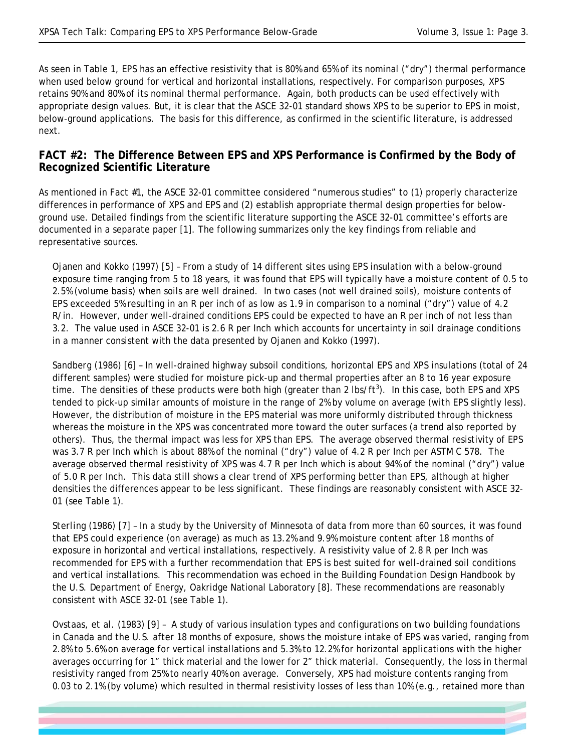As seen in Table 1, EPS has an effective resistivity that is 80% and 65% of its nominal ("dry") thermal performance when used below ground for vertical and horizontal installations, respectively. For comparison purposes, XPS retains 90% and 80% of its nominal thermal performance. Again, both products can be used effectively with appropriate design values. But, it is clear that the ASCE 32-01 standard shows XPS to be superior to EPS in moist, below-ground applications. The basis for this difference, as confirmed in the scientific literature, is addressed next.

## FACT #2: The Difference Between EPS and XPS Performance is Confirmed by the Body of Recognized Scientific Literature

As mentioned in Fact #1, the ASCE 32-01 committee considered "numerous studies" to (1) properly characterize differences in performance of XPS and EPS and (2) establish appropriate thermal design properties for below-ground use. Detailed findings from the scientific literature supporting the ASCE 32-01 committee's efforts are documented in a separate paper [1]. The following summarizes only the key findings from reliable and representative sources.

Ojanen and Kokko (1997) [5] – From a study of 14 different sites using EPS insulation with a below-ground exposure time ranging from 5 to 18 years, it was found that EPS will typically have a moisture content of 0.5 to 2.5% (volume basis) when soils are well drained. In two cases (not well drained soils), moisture contents of EPS exceeded 5% resulting in an R per inch of as low as 1.9 in comparison to a nominal ("dry") value of 4.2 R/in. However, under well-drained conditions EPS could be expected to have an R per inch of not less than 3.2. The value used in ASCE 32-01 is 2.6 R per Inch which accounts for uncertainty in soil drainage conditions in a manner consistent with the data presented by Ojanen and Kokko (1997).

Sandberg (1986) [6] – In well-drained highway subsoil conditions, horizontal EPS and XPS insulations (total of 24 different samples) were studied for moisture pick-up and thermal properties after an 8 to 16 year exposure time. The densities of these products were both high (greater than 2 lbs/ft$^3$). In this case, both EPS and XPS tended to pick-up similar amounts of moisture in the range of 2% by volume on average (with EPS slightly less). However, the distribution of moisture in the EPS material was more uniformly distributed through thickness whereas the moisture in the XPS was concentrated more toward the outer surfaces (a trend also reported by others). Thus, the thermal impact was less for XPS than EPS. The average observed thermal resistivity of EPS was 3.7 R per Inch which is about 88% of the nominal ("dry") value of 4.2 R per Inch per ASTM C 578. The average observed thermal resistivity of XPS was 4.7 R per Inch which is about 94% of the nominal ("dry") value of 5.0 R per Inch. This data still shows a clear trend of XPS performing better than EPS, although at higher densities the differences appear to be less significant. These findings are reasonably consistent with ASCE 32-01 (see Table 1).

Sterling (1986) [7] – In a study by the University of Minnesota of data from more than 60 sources, it was found that EPS could experience (on average) as much as 13.2% and 9.9% moisture content after 18 months of exposure in horizontal and vertical installations, respectively. A resistivity value of 2.8 R per Inch was recommended for EPS with a further recommendation that EPS is best suited for well-drained soil conditions and vertical installations. This recommendation was echoed in the *Building Foundation Design Handbook* by the U.S. Department of Energy, Oakridge National Laboratory [8]. These recommendations are reasonably consistent with ASCE 32-01 (see Table 1).

Ovstaas, et al. (1983) [9] – A study of various insulation types and configurations on two building foundations in Canada and the U.S. after 18 months of exposure, shows the moisture intake of EPS was varied, ranging from 2.8% to 5.6% on average for vertical installations and 5.3% to 12.2% for horizontal applications with the higher averages occurring for 1" thick material and the lower for 2" thick material. Consequently, the loss in thermal resistivity ranged from 25% to nearly 40% on average. Conversely, XPS had moisture contents ranging from 0.03 to 2.1% (by volume) which resulted in thermal resistivity losses of less than 10% (e.g., retained more than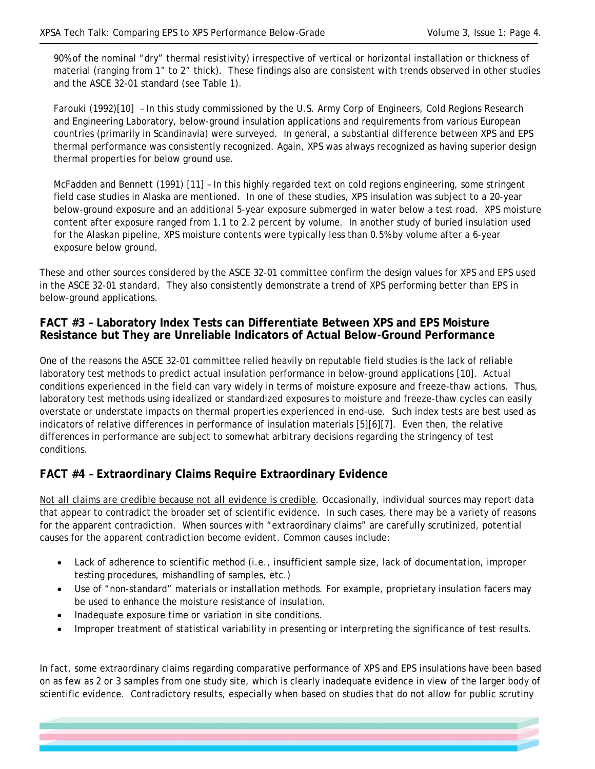90% of the nominal "dry" thermal resistivity) irrespective of vertical or horizontal installation or thickness of material (ranging from 1" to 2" thick). These findings also are consistent with trends observed in other studies and the ASCE 32-01 standard (see Table 1).

Farouki (1992)[10] – In this study commissioned by the U.S. Army Corp of Engineers, Cold Regions Research and Engineering Laboratory, below-ground insulation applications and requirements from various European countries (primarily in Scandinavia) were surveyed. In general, a substantial difference between XPS and EPS thermal performance was consistently recognized. Again, XPS was always recognized as having superior design thermal properties for below ground use.

McFadden and Bennett (1991) [11] – In this highly regarded text on cold regions engineering, some stringent field case studies in Alaska are mentioned. In one of these studies, XPS insulation was subject to a 20-year below-ground exposure and an additional 5-year exposure submerged in water below a test road. XPS moisture content after exposure ranged from 1.1 to 2.2 percent by volume. In another study of buried insulation used for the Alaskan pipeline, XPS moisture contents were typically less than 0.5% by volume after a 6-year exposure below ground.

These and other sources considered by the ASCE 32-01 committee confirm the design values for XPS and EPS used in the ASCE 32-01 standard. They also consistently demonstrate a trend of XPS performing better than EPS in below-ground applications.

## FACT #3 – Laboratory Index Tests can Differentiate Between XPS and EPS Moisture Resistance but They are Unreliable Indicators of Actual Below-Ground Performance

One of the reasons the ASCE 32-01 committee relied heavily on reputable field studies is the lack of reliable laboratory test methods to predict actual insulation performance in below-ground applications [10]. Actual conditions experienced in the field can vary widely in terms of moisture exposure and freeze-thaw actions. Thus, laboratory test methods using idealized or standardized exposures to moisture and freeze-thaw cycles can easily overstate or understate impacts on thermal properties experienced in end-use. Such index tests are best used as indicators of relative differences in performance of insulation materials [5][6][7]. Even then, the relative differences in performance are subject to somewhat arbitrary decisions regarding the stringency of test conditions.

## FACT #4 – Extraordinary Claims Require Extraordinary Evidence

<u>Not all claims are credible because not all evidence is credible</u>. Occasionally, individual sources may report data that appear to contradict the broader set of scientific evidence. In such cases, there may be a variety of reasons for the apparent contradiction. When sources with "extraordinary claims" are carefully scrutinized, potential causes for the apparent contradiction become evident. Common causes include:

- Lack of adherence to scientific method (i.e., insufficient sample size, lack of documentation, improper testing procedures, mishandling of samples, etc.)
- Use of "non-standard" materials or installation methods. For example, proprietary insulation facers may be used to enhance the moisture resistance of insulation.
- Inadequate exposure time or variation in site conditions.
- Improper treatment of statistical variability in presenting or interpreting the significance of test results.

In fact, some extraordinary claims regarding comparative performance of XPS and EPS insulations have been based on as few as 2 or 3 samples from one study site, which is clearly inadequate evidence in view of the larger body of scientific evidence. Contradictory results, especially when based on studies that do not allow for public scrutiny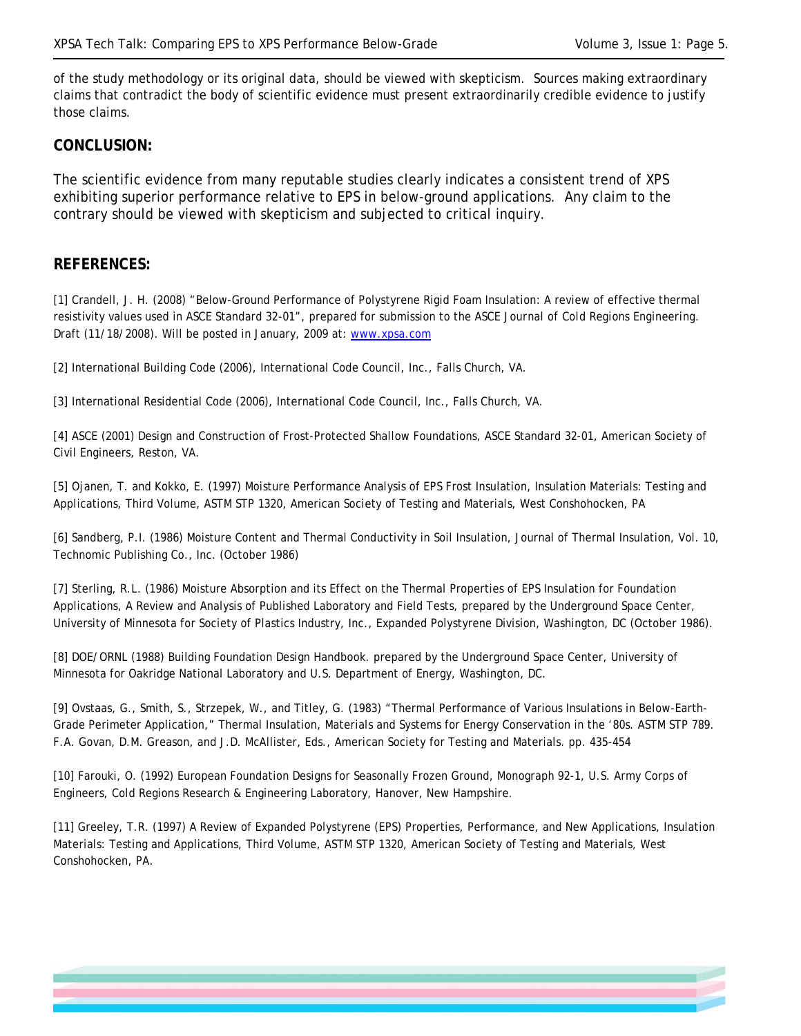of the study methodology or its original data, should be viewed with skepticism. Sources making extraordinary claims that contradict the body of scientific evidence must present extraordinarily credible evidence to justify those claims.

## CONCLUSION:

The scientific evidence from many reputable studies clearly indicates a consistent trend of XPS exhibiting superior performance relative to EPS in below-ground applications. Any claim to the contrary should be viewed with skepticism and subjected to critical inquiry.

## REFERENCES:

[1] Crandell, J. H. (2008) "Below-Ground Performance of Polystyrene Rigid Foam Insulation: A review of effective thermal resistivity values used in ASCE Standard 32-01", prepared for submission to the ASCE Journal of Cold Regions Engineering. Draft (11/18/2008). Will be posted in January, 2009 at: www.xpsa.com

[2] International Building Code (2006), International Code Council, Inc., Falls Church, VA.

[3] International Residential Code (2006), International Code Council, Inc., Falls Church, VA.

[4] ASCE (2001) Design and Construction of Frost-Protected Shallow Foundations, ASCE Standard 32-01, American Society of Civil Engineers, Reston, VA.

[5] Ojanen, T. and Kokko, E. (1997) Moisture Performance Analysis of EPS Frost Insulation, Insulation Materials: Testing and Applications, Third Volume, ASTM STP 1320, American Society of Testing and Materials, West Conshohocken, PA

[6] Sandberg, P.I. (1986) Moisture Content and Thermal Conductivity in Soil Insulation, Journal of Thermal Insulation, Vol. 10, Technomic Publishing Co., Inc. (October 1986)

[7] Sterling, R.L. (1986) Moisture Absorption and its Effect on the Thermal Properties of EPS Insulation for Foundation Applications, A Review and Analysis of Published Laboratory and Field Tests, prepared by the Underground Space Center, University of Minnesota for Society of Plastics Industry, Inc., Expanded Polystyrene Division, Washington, DC (October 1986).

[8] DOE/ORNL (1988) Building Foundation Design Handbook. prepared by the Underground Space Center, University of Minnesota for Oakridge National Laboratory and U.S. Department of Energy, Washington, DC.

[9] Ovstaas, G., Smith, S., Strzepek, W., and Titley, G. (1983) "Thermal Performance of Various Insulations in Below-Earth-Grade Perimeter Application," Thermal Insulation, Materials and Systems for Energy Conservation in the '80s. ASTM STP 789. F.A. Govan, D.M. Greason, and J.D. McAllister, Eds., American Society for Testing and Materials. pp. 435-454

[10] Farouki, O. (1992) European Foundation Designs for Seasonally Frozen Ground, Monograph 92-1, U.S. Army Corps of Engineers, Cold Regions Research & Engineering Laboratory, Hanover, New Hampshire.

[11] Greeley, T.R. (1997) A Review of Expanded Polystyrene (EPS) Properties, Performance, and New Applications, Insulation Materials: Testing and Applications, Third Volume, ASTM STP 1320, American Society of Testing and Materials, West Conshohocken, PA.